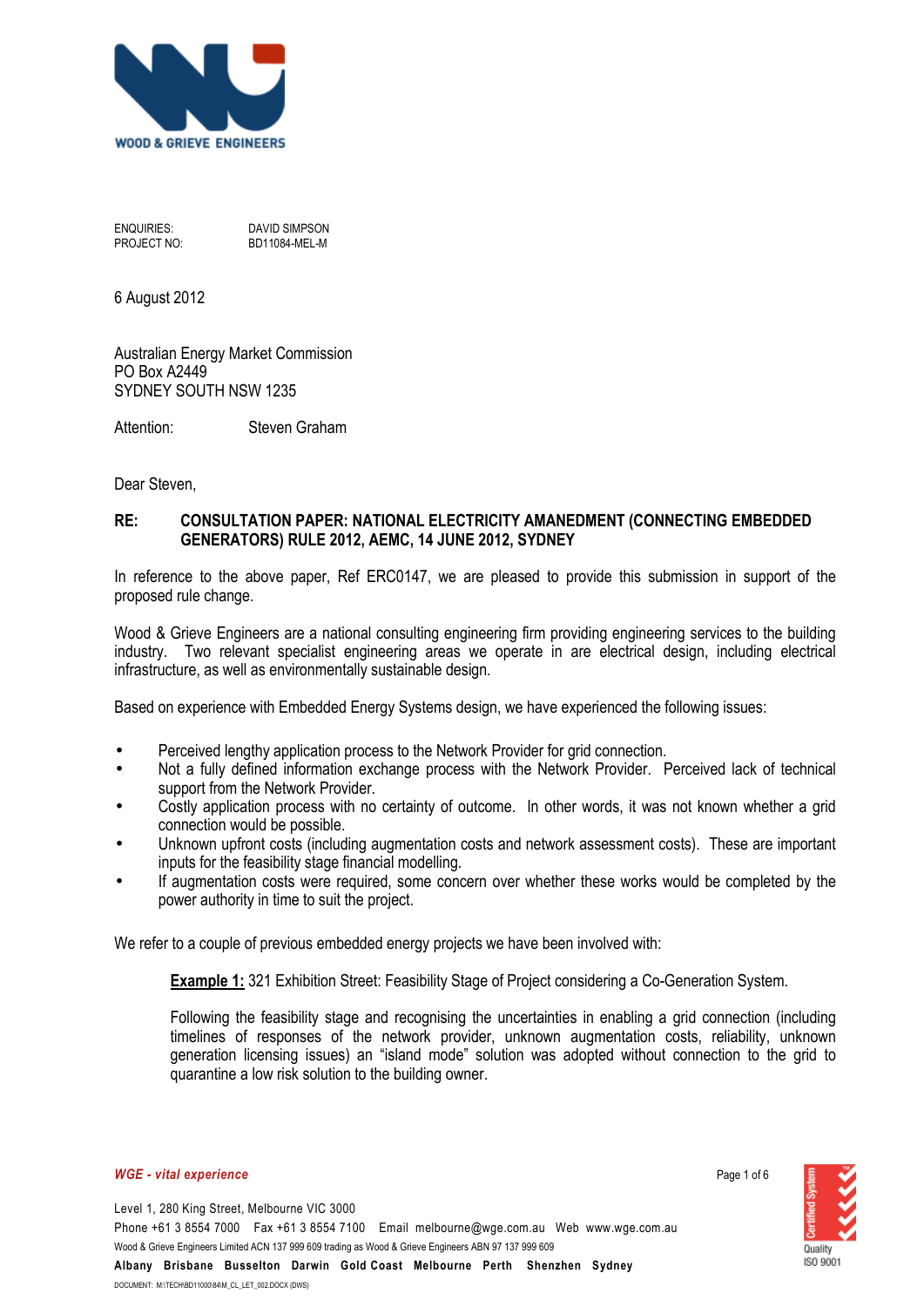WOOD & GRIEVE ENGINEERS

ENQUIRIES: DAVID SIMPSON
PROJECT NO: BD11084-MEL-M

6 August 2012

Australian Energy Market Commission
PO Box A2449
SYDNEY SOUTH NSW 1235

Attention: Steven Graham

Dear Steven,

**RE: CONSULTATION PAPER: NATIONAL ELECTRICITY AMANEDMENT (CONNECTING EMBEDDED GENERATORS) RULE 2012, AEMC, 14 JUNE 2012, SYDNEY**

In reference to the above paper, Ref ERC0147, we are pleased to provide this submission in support of the proposed rule change.

Wood & Grieve Engineers are a national consulting engineering firm providing engineering services to the building industry. Two relevant specialist engineering areas we operate in are electrical design, including electrical infrastructure, as well as environmentally sustainable design.

Based on experience with Embedded Energy Systems design, we have experienced the following issues:

- Perceived lengthy application process to the Network Provider for grid connection.
- Not a fully defined information exchange process with the Network Provider. Perceived lack of technical support from the Network Provider.
- Costly application process with no certainty of outcome. In other words, it was not known whether a grid connection would be possible.
- Unknown upfront costs (including augmentation costs and network assessment costs). These are important inputs for the feasibility stage financial modelling.
- If augmentation costs were required, some concern over whether these works would be completed by the power authority in time to suit the project.

We refer to a couple of previous embedded energy projects we have been involved with:

> **<u>Example 1:</u>** 321 Exhibition Street: Feasibility Stage of Project considering a Co-Generation System.
>
> Following the feasibility stage and recognising the uncertainties in enabling a grid connection (including timelines of responses of the network provider, unknown augmentation costs, reliability, unknown generation licensing issues) an "island mode" solution was adopted without connection to the grid to quarantine a low risk solution to the building owner.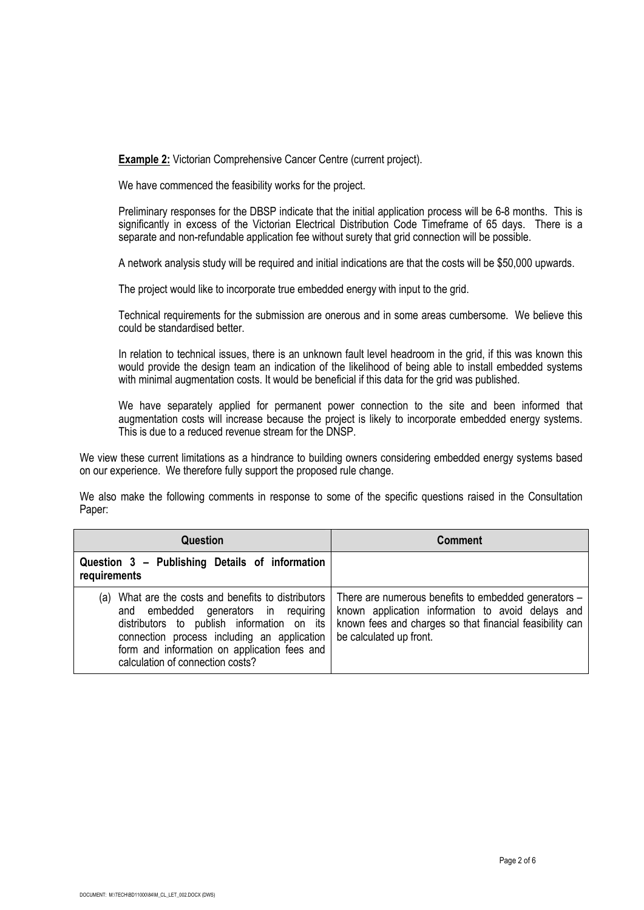**Example 2:** Victorian Comprehensive Cancer Centre (current project).

We have commenced the feasibility works for the project.

Preliminary responses for the DBSP indicate that the initial application process will be 6-8 months. This is significantly in excess of the Victorian Electrical Distribution Code Timeframe of 65 days. There is a separate and non-refundable application fee without surety that grid connection will be possible.

A network analysis study will be required and initial indications are that the costs will be $50,000 upwards.

The project would like to incorporate true embedded energy with input to the grid.

Technical requirements for the submission are onerous and in some areas cumbersome. We believe this could be standardised better.

In relation to technical issues, there is an unknown fault level headroom in the grid, if this was known this would provide the design team an indication of the likelihood of being able to install embedded systems with minimal augmentation costs. It would be beneficial if this data for the grid was published.

We have separately applied for permanent power connection to the site and been informed that augmentation costs will increase because the project is likely to incorporate embedded energy systems. This is due to a reduced revenue stream for the DNSP.

We view these current limitations as a hindrance to building owners considering embedded energy systems based on our experience. We therefore fully support the proposed rule change.

We also make the following comments in response to some of the specific questions raised in the Consultation Paper:

| Question | Comment |
|---|---|
| **Question 3 – Publishing Details of information requirements** | |
| (a) What are the costs and benefits to distributors and embedded generators in requiring distributors to publish information on its connection process including an application form and information on application fees and calculation of connection costs? | There are numerous benefits to embedded generators – known application information to avoid delays and known fees and charges so that financial feasibility can be calculated up front. |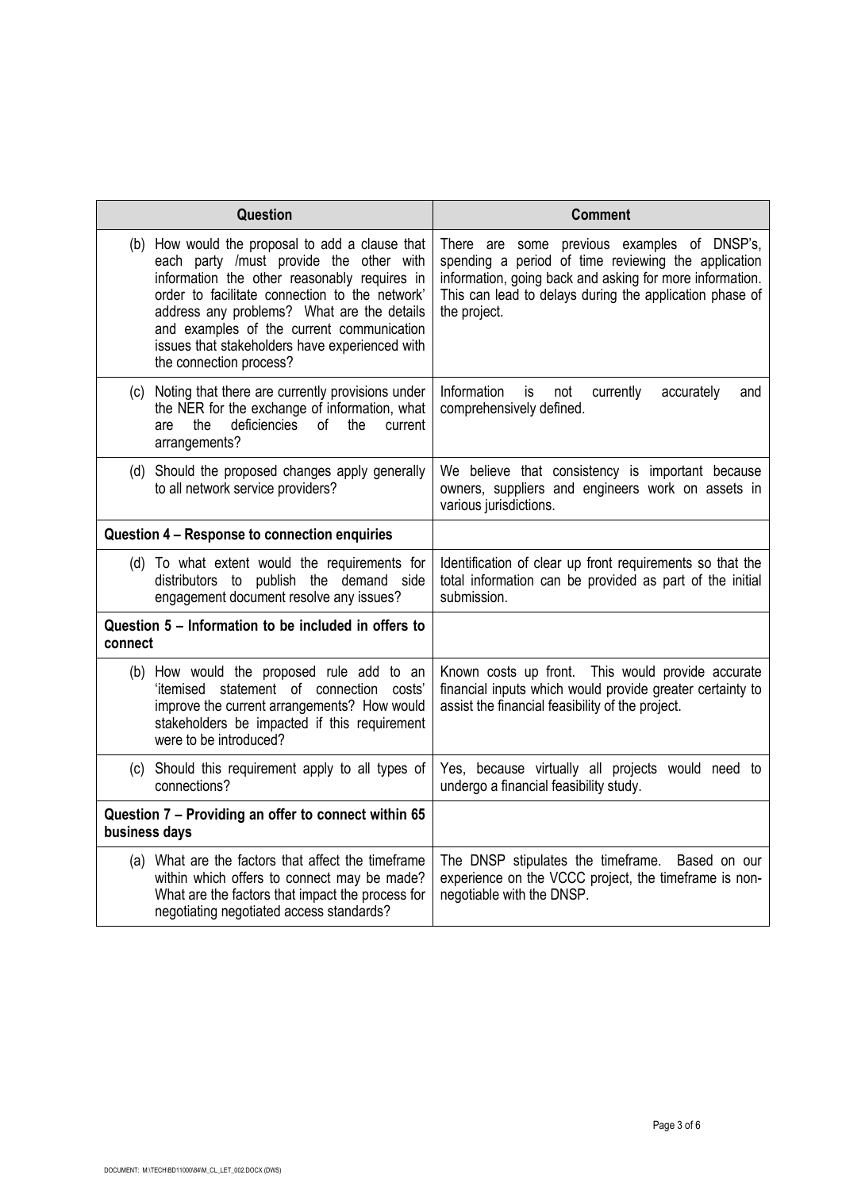| Question | Comment |
|---|---|
| (b) How would the proposal to add a clause that each party /must provide the other with information the other reasonably requires in order to facilitate connection to the network' address any problems? What are the details and examples of the current communication issues that stakeholders have experienced with the connection process? | There are some previous examples of DNSP's, spending a period of time reviewing the application information, going back and asking for more information. This can lead to delays during the application phase of the project. |
| (c) Noting that there are currently provisions under the NER for the exchange of information, what are the deficiencies of the current arrangements? | Information is not currently accurately and comprehensively defined. |
| (d) Should the proposed changes apply generally to all network service providers? | We believe that consistency is important because owners, suppliers and engineers work on assets in various jurisdictions. |
| **Question 4 – Response to connection enquiries** | |
| (d) To what extent would the requirements for distributors to publish the demand side engagement document resolve any issues? | Identification of clear up front requirements so that the total information can be provided as part of the initial submission. |
| **Question 5 – Information to be included in offers to connect** | |
| (b) How would the proposed rule add to an 'itemised statement of connection costs' improve the current arrangements? How would stakeholders be impacted if this requirement were to be introduced? | Known costs up front. This would provide accurate financial inputs which would provide greater certainty to assist the financial feasibility of the project. |
| (c) Should this requirement apply to all types of connections? | Yes, because virtually all projects would need to undergo a financial feasibility study. |
| **Question 7 – Providing an offer to connect within 65 business days** | |
| (a) What are the factors that affect the timeframe within which offers to connect may be made? What are the factors that impact the process for negotiating negotiated access standards? | The DNSP stipulates the timeframe. Based on our experience on the VCCC project, the timeframe is non-negotiable with the DNSP. |

DOCUMENT: M:\TECH\BD11000\84\M_CL_LET_002.DOCX (DWS)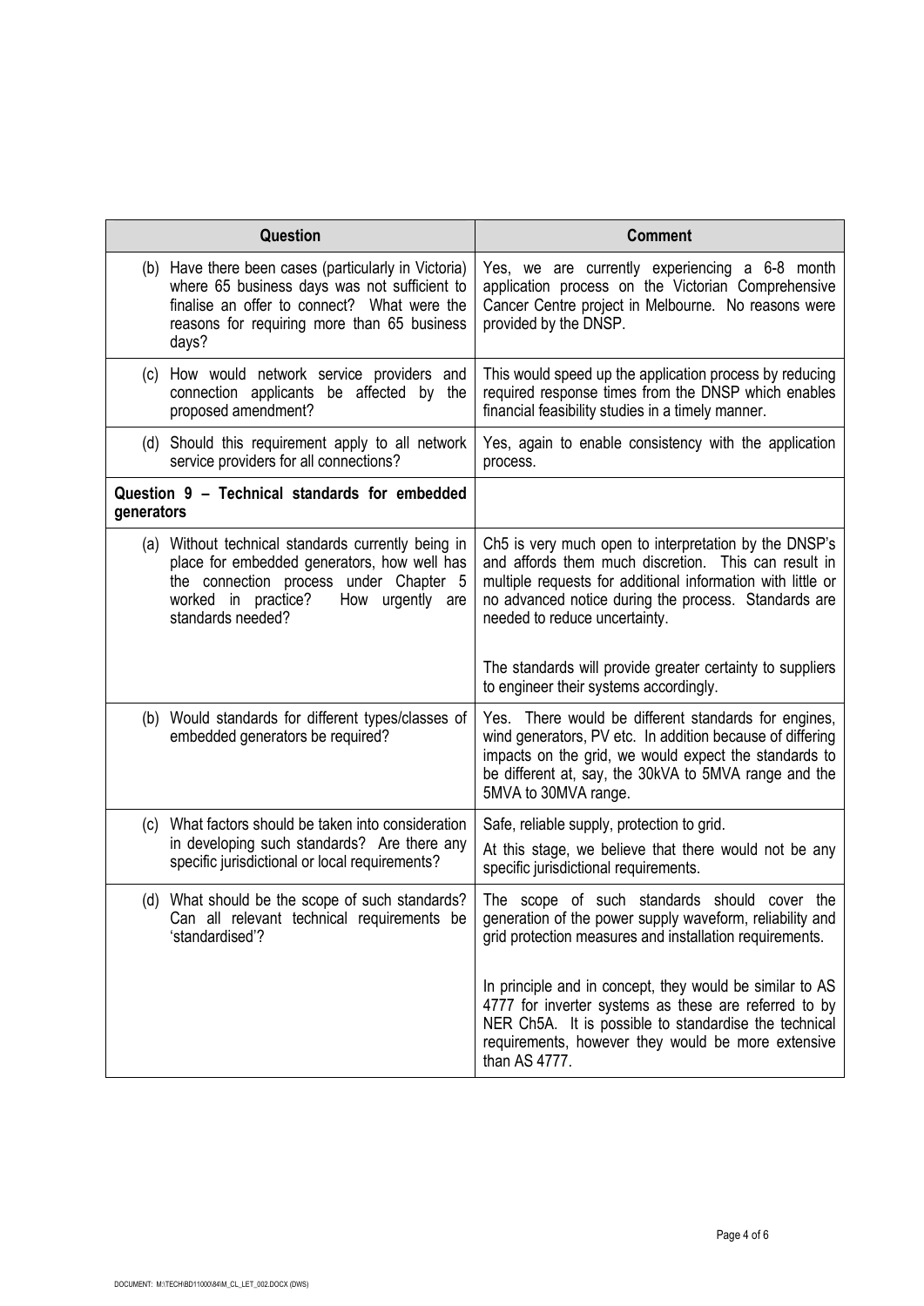| Question | Comment |
|---|---|
| (b) Have there been cases (particularly in Victoria) where 65 business days was not sufficient to finalise an offer to connect? What were the reasons for requiring more than 65 business days? | Yes, we are currently experiencing a 6-8 month application process on the Victorian Comprehensive Cancer Centre project in Melbourne. No reasons were provided by the DNSP. |
| (c) How would network service providers and connection applicants be affected by the proposed amendment? | This would speed up the application process by reducing required response times from the DNSP which enables financial feasibility studies in a timely manner. |
| (d) Should this requirement apply to all network service providers for all connections? | Yes, again to enable consistency with the application process. |
| **Question 9 – Technical standards for embedded generators** | |
| (a) Without technical standards currently being in place for embedded generators, how well has the connection process under Chapter 5 worked in practice? How urgently are standards needed? | Ch5 is very much open to interpretation by the DNSP's and affords them much discretion. This can result in multiple requests for additional information with little or no advanced notice during the process. Standards are needed to reduce uncertainty.<br><br>The standards will provide greater certainty to suppliers to engineer their systems accordingly. |
| (b) Would standards for different types/classes of embedded generators be required? | Yes. There would be different standards for engines, wind generators, PV etc. In addition because of differing impacts on the grid, we would expect the standards to be different at, say, the 30kVA to 5MVA range and the 5MVA to 30MVA range. |
| (c) What factors should be taken into consideration in developing such standards? Are there any specific jurisdictional or local requirements? | Safe, reliable supply, protection to grid.<br><br>At this stage, we believe that there would not be any specific jurisdictional requirements. |
| (d) What should be the scope of such standards? Can all relevant technical requirements be 'standardised'? | The scope of such standards should cover the generation of the power supply waveform, reliability and grid protection measures and installation requirements.<br><br>In principle and in concept, they would be similar to AS 4777 for inverter systems as these are referred to by NER Ch5A. It is possible to standardise the technical requirements, however they would be more extensive than AS 4777. |

DOCUMENT: M:\TECH\BD11000\84\M_CL_LET_002.DOCX (DWS)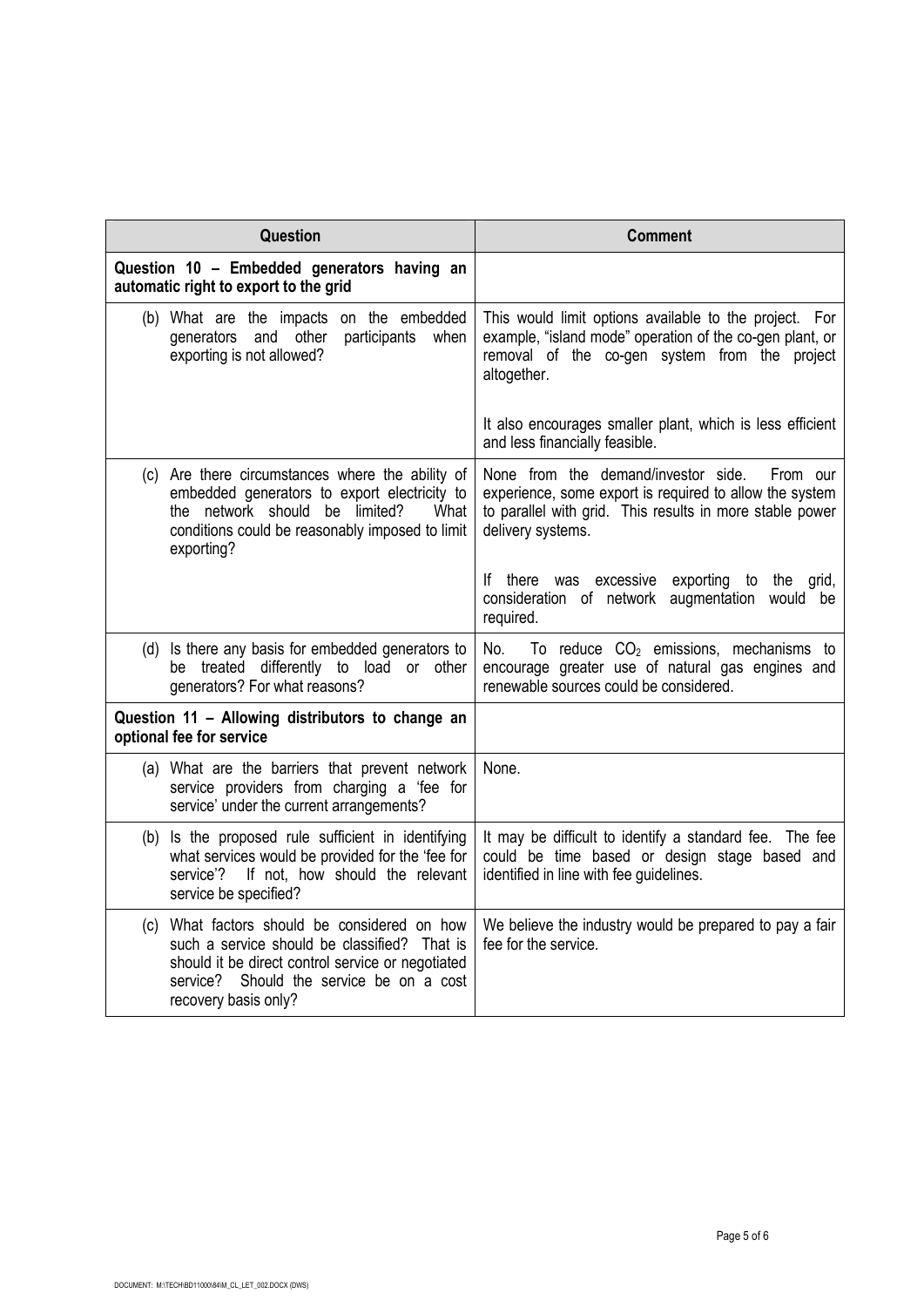| Question | Comment |
|---|---|
| **Question 10 – Embedded generators having an automatic right to export to the grid** | |
| (b) What are the impacts on the embedded generators and other participants when exporting is not allowed? | This would limit options available to the project. For example, "island mode" operation of the co-gen plant, or removal of the co-gen system from the project altogether.<br><br>It also encourages smaller plant, which is less efficient and less financially feasible. |
| (c) Are there circumstances where the ability of embedded generators to export electricity to the network should be limited? What conditions could be reasonably imposed to limit exporting? | None from the demand/investor side. From our experience, some export is required to allow the system to parallel with grid. This results in more stable power delivery systems.<br><br>If there was excessive exporting to the grid, consideration of network augmentation would be required. |
| (d) Is there any basis for embedded generators to be treated differently to load or other generators? For what reasons? | No. To reduce $CO_2$ emissions, mechanisms to encourage greater use of natural gas engines and renewable sources could be considered. |
| **Question 11 – Allowing distributors to change an optional fee for service** | |
| (a) What are the barriers that prevent network service providers from charging a 'fee for service' under the current arrangements? | None. |
| (b) Is the proposed rule sufficient in identifying what services would be provided for the 'fee for service'? If not, how should the relevant service be specified? | It may be difficult to identify a standard fee. The fee could be time based or design stage based and identified in line with fee guidelines. |
| (c) What factors should be considered on how such a service should be classified? That is should it be direct control service or negotiated service? Should the service be on a cost recovery basis only? | We believe the industry would be prepared to pay a fair fee for the service. |

DOCUMENT: M:\TECH\BD11000\84\M_CL_LET_002.DOCX (DWS)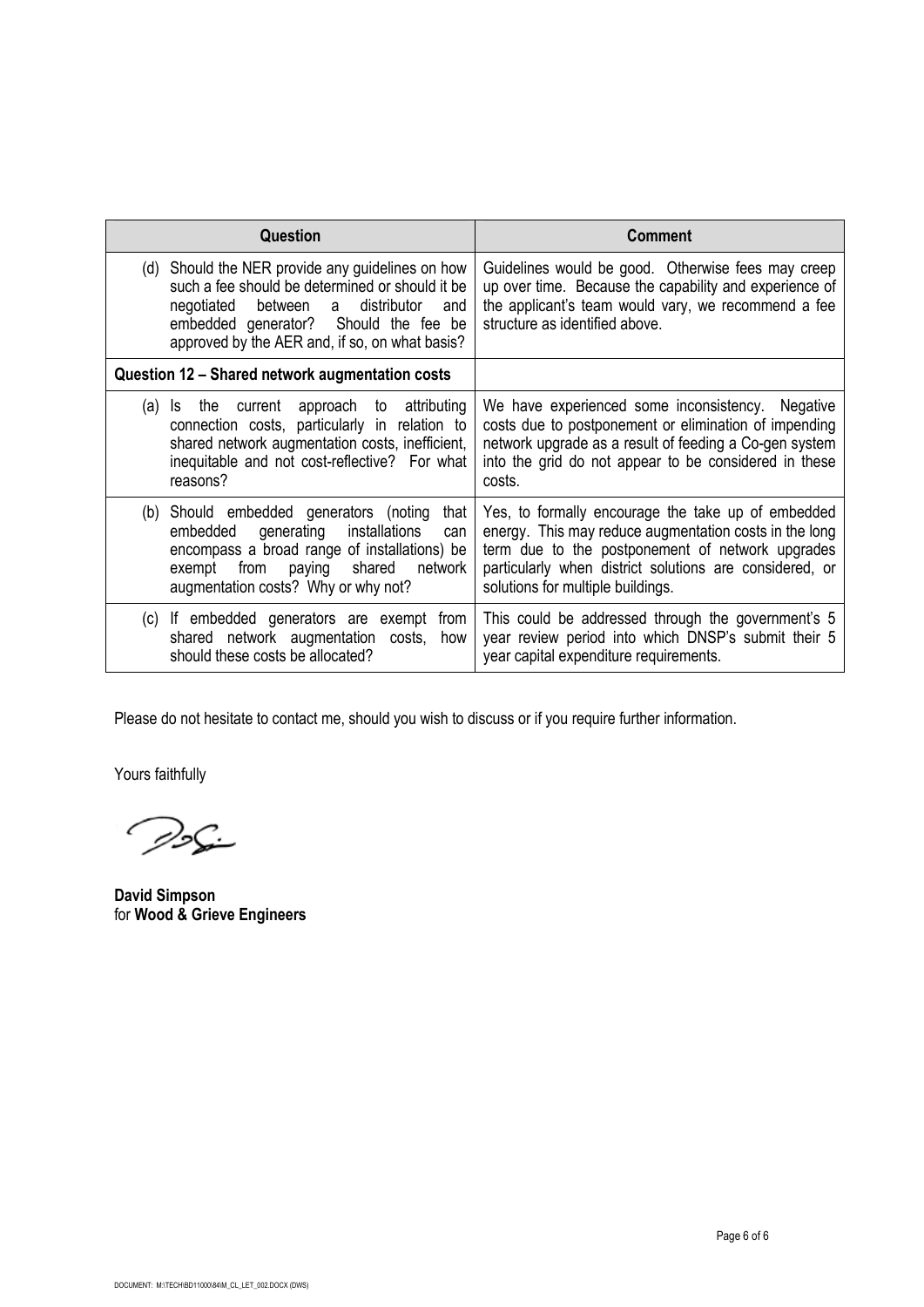| Question | Comment |
|---|---|
| (d) Should the NER provide any guidelines on how such a fee should be determined or should it be negotiated between a distributor and embedded generator? Should the fee be approved by the AER and, if so, on what basis? | Guidelines would be good. Otherwise fees may creep up over time. Because the capability and experience of the applicant's team would vary, we recommend a fee structure as identified above. |
| **Question 12 – Shared network augmentation costs** | |
| (a) Is the current approach to attributing connection costs, particularly in relation to shared network augmentation costs, inefficient, inequitable and not cost-reflective? For what reasons? | We have experienced some inconsistency. Negative costs due to postponement or elimination of impending network upgrade as a result of feeding a Co-gen system into the grid do not appear to be considered in these costs. |
| (b) Should embedded generators (noting that embedded generating installations can encompass a broad range of installations) be exempt from paying shared network augmentation costs? Why or why not? | Yes, to formally encourage the take up of embedded energy. This may reduce augmentation costs in the long term due to the postponement of network upgrades particularly when district solutions are considered, or solutions for multiple buildings. |
| (c) If embedded generators are exempt from shared network augmentation costs, how should these costs be allocated? | This could be addressed through the government's 5 year review period into which DNSP's submit their 5 year capital expenditure requirements. |

Please do not hesitate to contact me, should you wish to discuss or if you require further information.

Yours faithfully

**David Simpson**
for **Wood & Grieve Engineers**

DOCUMENT: M:\TECH\BD11000\84\M_CL_LET_002.DOCX (DWS)